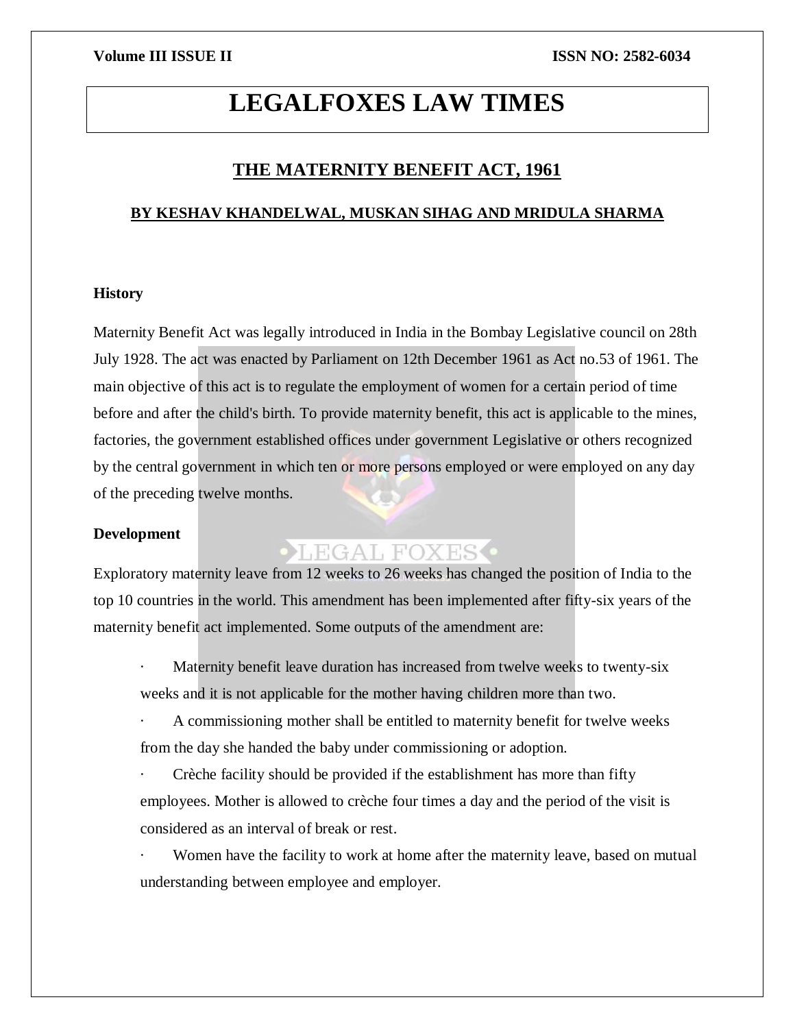# LEGALFOXES LAW TIMES

## THE MATERNITY BENEFIT ACT, 1961

### BY KESHAV KHANDELWAL, MUSKAN SIHAG AND MRIDULA SHARMA

**History**

Maternity Benefit Act was legally introduced in India in the Bombay Legislative council on 28th July 1928. The act was enacted by Parliament on 12th December 1961 as Act no.53 of 1961. The main objective of this act is to regulate the employment of women for a certain period of time before and after the child's birth. To provide maternity benefit, this act is applicable to the mines, factories, the government established offices under government Legislative or others recognized by the central government in which ten or more persons employed or were employed on any day of the preceding twelve months.

**Development**

Exploratory maternity leave from 12 weeks to 26 weeks has changed the position of India to the top 10 countries in the world. This amendment has been implemented after fifty-six years of the maternity benefit act implemented. Some outputs of the amendment are:

- Maternity benefit leave duration has increased from twelve weeks to twenty-six weeks and it is not applicable for the mother having children more than two.
- A commissioning mother shall be entitled to maternity benefit for twelve weeks from the day she handed the baby under commissioning or adoption.
- Crèche facility should be provided if the establishment has more than fifty employees. Mother is allowed to crèche four times a day and the period of the visit is considered as an interval of break or rest.
- Women have the facility to work at home after the maternity leave, based on mutual understanding between employee and employer.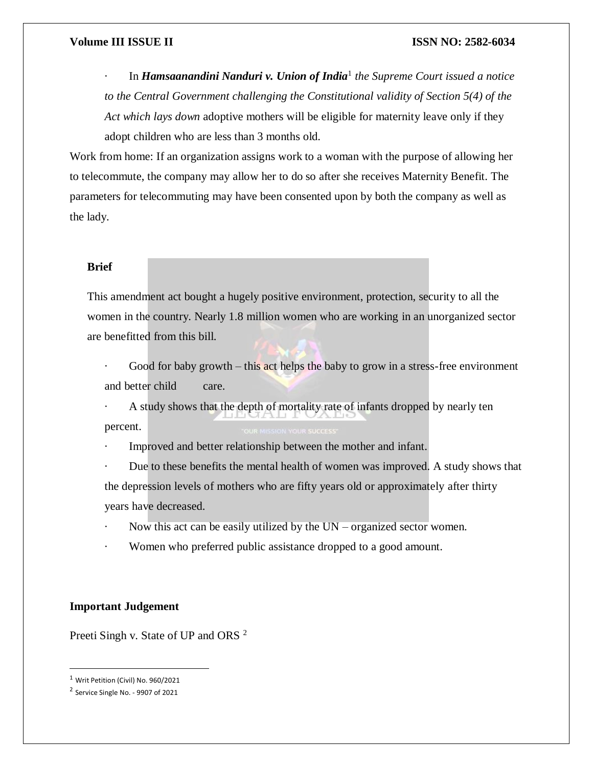- In ***Hamsaanandini Nanduri v. Union of India***[1] *the Supreme Court issued a notice to the Central Government challenging the Constitutional validity of Section 5(4) of the Act which lays down* adoptive mothers will be eligible for maternity leave only if they adopt children who are less than 3 months old.

Work from home: If an organization assigns work to a woman with the purpose of allowing her to telecommute, the company may allow her to do so after she receives Maternity Benefit. The parameters for telecommuting may have been consented upon by both the company as well as the lady.

**Brief**

This amendment act bought a hugely positive environment, protection, security to all the women in the country. Nearly 1.8 million women who are working in an unorganized sector are benefitted from this bill.

- Good for baby growth – this act helps the baby to grow in a stress-free environment and better child care.
- A study shows that the depth of mortality rate of infants dropped by nearly ten percent.
- Improved and better relationship between the mother and infant.
- Due to these benefits the mental health of women was improved. A study shows that the depression levels of mothers who are fifty years old or approximately after thirty years have decreased.
- Now this act can be easily utilized by the UN – organized sector women.
- Women who preferred public assistance dropped to a good amount.

**Important Judgement**

Preeti Singh v. State of UP and ORS [2]

[1] Writ Petition (Civil) No. 960/2021

[2] Service Single No. - 9907 of 2021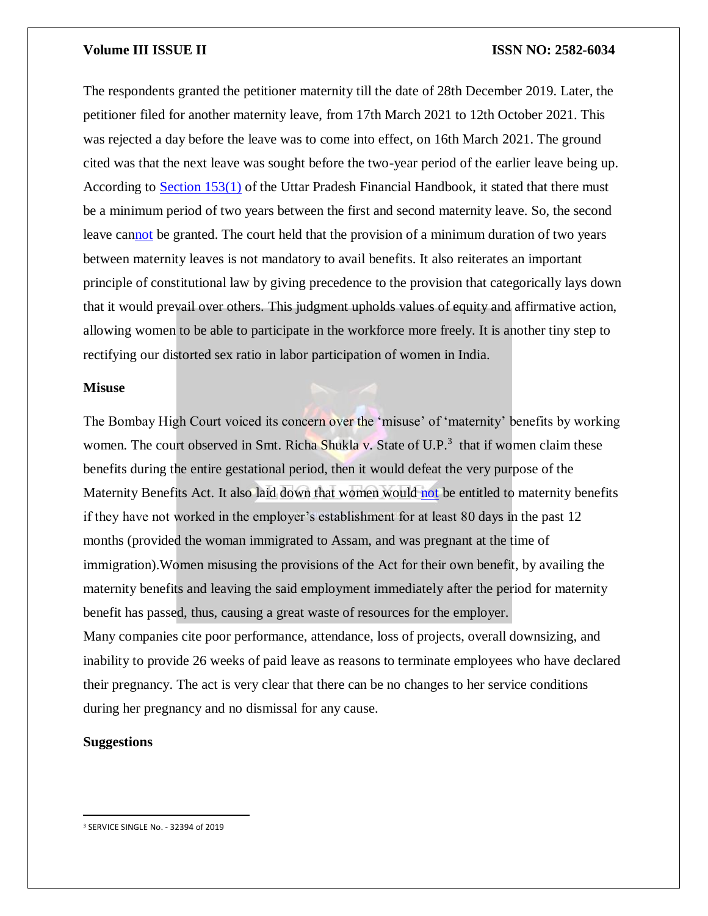The respondents granted the petitioner maternity till the date of 28th December 2019. Later, the petitioner filed for another maternity leave, from 17th March 2021 to 12th October 2021. This was rejected a day before the leave was to come into effect, on 16th March 2021. The ground cited was that the next leave was sought before the two-year period of the earlier leave being up. According to Section 153(1) of the Uttar Pradesh Financial Handbook, it stated that there must be a minimum period of two years between the first and second maternity leave. So, the second leave cannot be granted. The court held that the provision of a minimum duration of two years between maternity leaves is not mandatory to avail benefits. It also reiterates an important principle of constitutional law by giving precedence to the provision that categorically lays down that it would prevail over others. This judgment upholds values of equity and affirmative action, allowing women to be able to participate in the workforce more freely. It is another tiny step to rectifying our distorted sex ratio in labor participation of women in India.

**Misuse**

The Bombay High Court voiced its concern over the 'misuse' of 'maternity' benefits by working women. The court observed in Smt. Richa Shukla v. State of U.P.[3] that if women claim these benefits during the entire gestational period, then it would defeat the very purpose of the Maternity Benefits Act. It also laid down that women would not be entitled to maternity benefits if they have not worked in the employer's establishment for at least 80 days in the past 12 months (provided the woman immigrated to Assam, and was pregnant at the time of immigration).Women misusing the provisions of the Act for their own benefit, by availing the maternity benefits and leaving the said employment immediately after the period for maternity benefit has passed, thus, causing a great waste of resources for the employer.

Many companies cite poor performance, attendance, loss of projects, overall downsizing, and inability to provide 26 weeks of paid leave as reasons to terminate employees who have declared their pregnancy. The act is very clear that there can be no changes to her service conditions during her pregnancy and no dismissal for any cause.

**Suggestions**

[3] SERVICE SINGLE No. - 32394 of 2019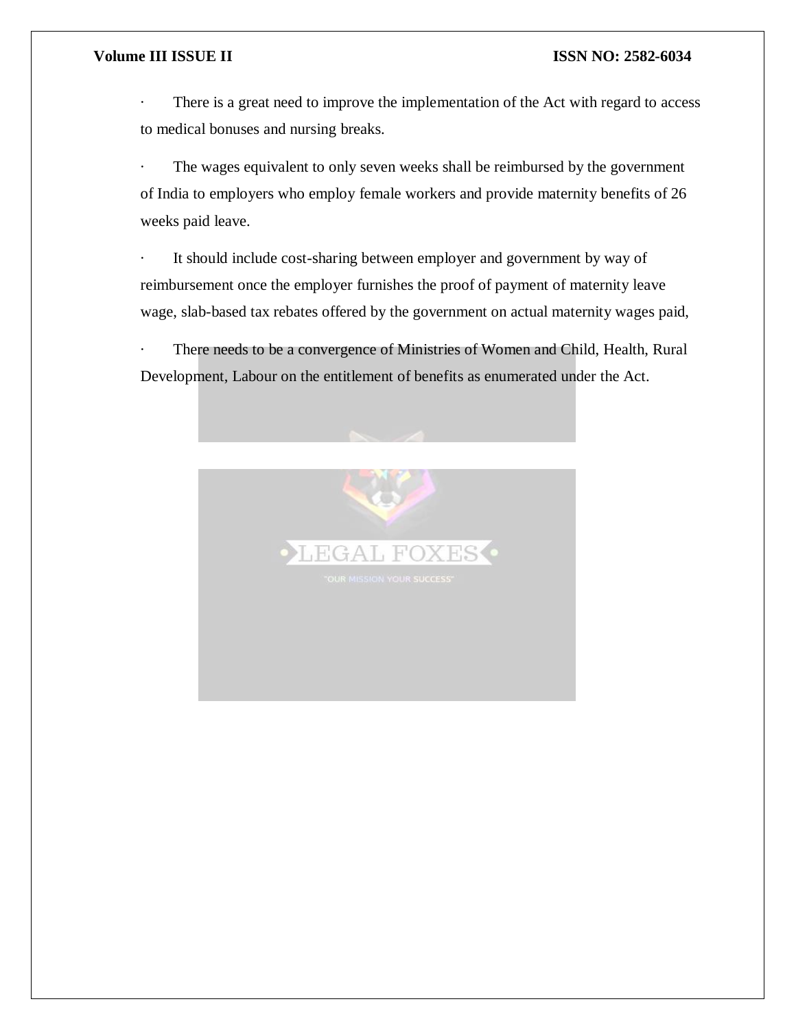- There is a great need to improve the implementation of the Act with regard to access to medical bonuses and nursing breaks.

- The wages equivalent to only seven weeks shall be reimbursed by the government of India to employers who employ female workers and provide maternity benefits of 26 weeks paid leave.

- It should include cost-sharing between employer and government by way of reimbursement once the employer furnishes the proof of payment of maternity leave wage, slab-based tax rebates offered by the government on actual maternity wages paid,

- There needs to be a convergence of Ministries of Women and Child, Health, Rural Development, Labour on the entitlement of benefits as enumerated under the Act.